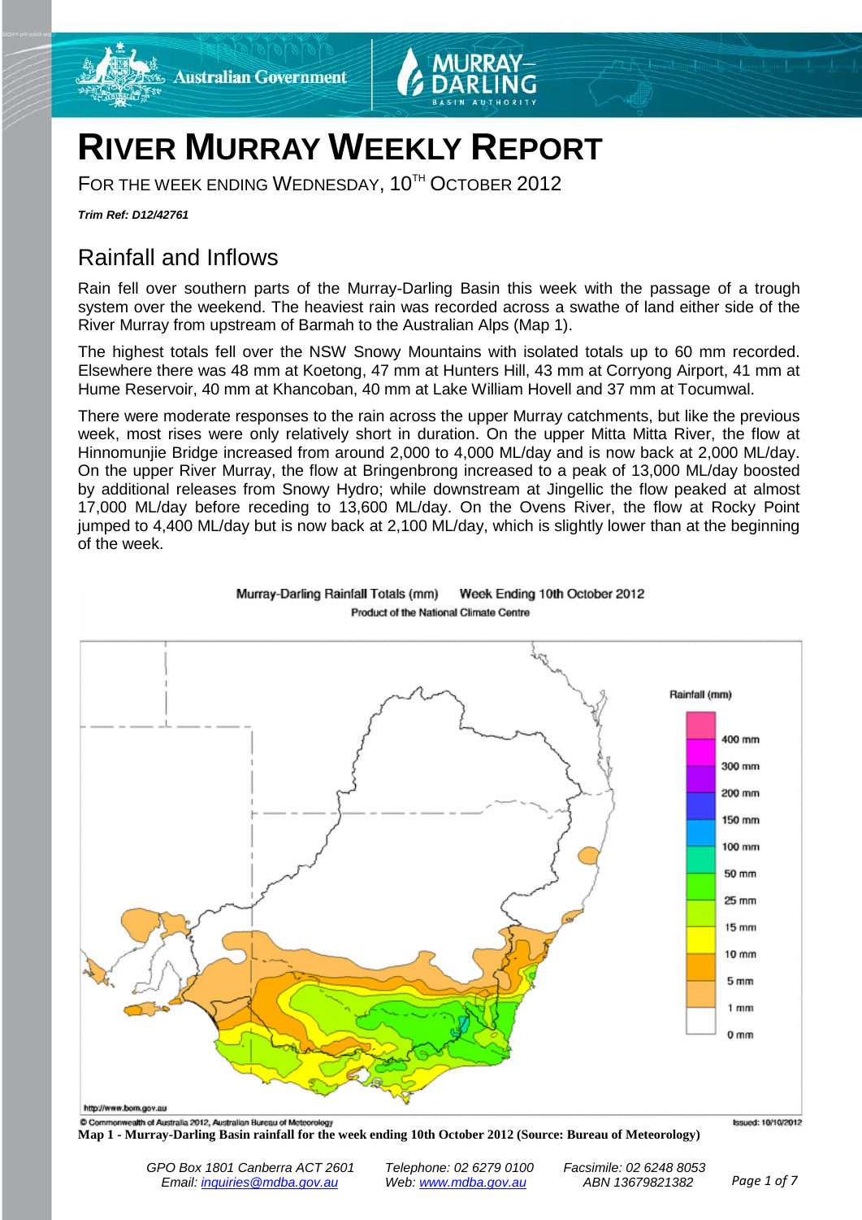# RIVER MURRAY WEEKLY REPORT

FOR THE WEEK ENDING WEDNESDAY, 10TH OCTOBER 2012

***Trim Ref: D12/42761***

## Rainfall and Inflows

Rain fell over southern parts of the Murray-Darling Basin this week with the passage of a trough system over the weekend. The heaviest rain was recorded across a swathe of land either side of the River Murray from upstream of Barmah to the Australian Alps (Map 1).

The highest totals fell over the NSW Snowy Mountains with isolated totals up to 60 mm recorded. Elsewhere there was 48 mm at Koetong, 47 mm at Hunters Hill, 43 mm at Corryong Airport, 41 mm at Hume Reservoir, 40 mm at Khancoban, 40 mm at Lake William Hovell and 37 mm at Tocumwal.

There were moderate responses to the rain across the upper Murray catchments, but like the previous week, most rises were only relatively short in duration. On the upper Mitta Mitta River, the flow at Hinnomunjie Bridge increased from around 2,000 to 4,000 ML/day and is now back at 2,000 ML/day. On the upper River Murray, the flow at Bringenbrong increased to a peak of 13,000 ML/day boosted by additional releases from Snowy Hydro; while downstream at Jingellic the flow peaked at almost 17,000 ML/day before receding to 13,600 ML/day. On the Ovens River, the flow at Rocky Point jumped to 4,400 ML/day but is now back at 2,100 ML/day, which is slightly lower than at the beginning of the week.

**Map 1 - Murray-Darling Basin rainfall for the week ending 10th October 2012 (Source: Bureau of Meteorology)**

*GPO Box 1801 Canberra ACT 2601 Email: inquiries@mdba.gov.au*
*Telephone: 02 6279 0100 Web: www.mdba.gov.au*
*Facsimile: 02 6248 8053 ABN 13679821382*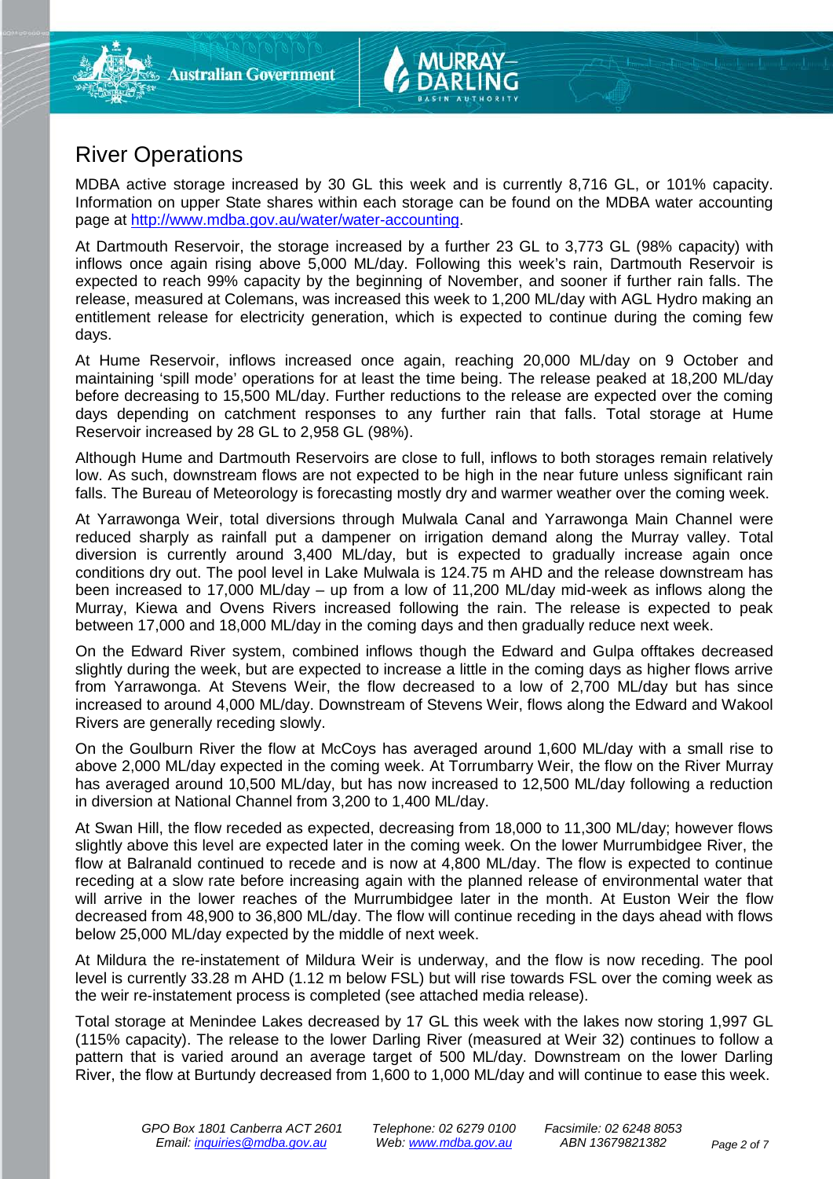# River Operations

MDBA active storage increased by 30 GL this week and is currently 8,716 GL, or 101% capacity. Information on upper State shares within each storage can be found on the MDBA water accounting page at http://www.mdba.gov.au/water/water-accounting.

At Dartmouth Reservoir, the storage increased by a further 23 GL to 3,773 GL (98% capacity) with inflows once again rising above 5,000 ML/day. Following this week's rain, Dartmouth Reservoir is expected to reach 99% capacity by the beginning of November, and sooner if further rain falls. The release, measured at Colemans, was increased this week to 1,200 ML/day with AGL Hydro making an entitlement release for electricity generation, which is expected to continue during the coming few days.

At Hume Reservoir, inflows increased once again, reaching 20,000 ML/day on 9 October and maintaining 'spill mode' operations for at least the time being. The release peaked at 18,200 ML/day before decreasing to 15,500 ML/day. Further reductions to the release are expected over the coming days depending on catchment responses to any further rain that falls. Total storage at Hume Reservoir increased by 28 GL to 2,958 GL (98%).

Although Hume and Dartmouth Reservoirs are close to full, inflows to both storages remain relatively low. As such, downstream flows are not expected to be high in the near future unless significant rain falls. The Bureau of Meteorology is forecasting mostly dry and warmer weather over the coming week.

At Yarrawonga Weir, total diversions through Mulwala Canal and Yarrawonga Main Channel were reduced sharply as rainfall put a dampener on irrigation demand along the Murray valley. Total diversion is currently around 3,400 ML/day, but is expected to gradually increase again once conditions dry out. The pool level in Lake Mulwala is 124.75 m AHD and the release downstream has been increased to 17,000 ML/day – up from a low of 11,200 ML/day mid-week as inflows along the Murray, Kiewa and Ovens Rivers increased following the rain. The release is expected to peak between 17,000 and 18,000 ML/day in the coming days and then gradually reduce next week.

On the Edward River system, combined inflows though the Edward and Gulpa offtakes decreased slightly during the week, but are expected to increase a little in the coming days as higher flows arrive from Yarrawonga. At Stevens Weir, the flow decreased to a low of 2,700 ML/day but has since increased to around 4,000 ML/day. Downstream of Stevens Weir, flows along the Edward and Wakool Rivers are generally receding slowly.

On the Goulburn River the flow at McCoys has averaged around 1,600 ML/day with a small rise to above 2,000 ML/day expected in the coming week. At Torrumbarry Weir, the flow on the River Murray has averaged around 10,500 ML/day, but has now increased to 12,500 ML/day following a reduction in diversion at National Channel from 3,200 to 1,400 ML/day.

At Swan Hill, the flow receded as expected, decreasing from 18,000 to 11,300 ML/day; however flows slightly above this level are expected later in the coming week. On the lower Murrumbidgee River, the flow at Balranald continued to recede and is now at 4,800 ML/day. The flow is expected to continue receding at a slow rate before increasing again with the planned release of environmental water that will arrive in the lower reaches of the Murrumbidgee later in the month. At Euston Weir the flow decreased from 48,900 to 36,800 ML/day. The flow will continue receding in the days ahead with flows below 25,000 ML/day expected by the middle of next week.

At Mildura the re-instatement of Mildura Weir is underway, and the flow is now receding. The pool level is currently 33.28 m AHD (1.12 m below FSL) but will rise towards FSL over the coming week as the weir re-instatement process is completed (see attached media release).

Total storage at Menindee Lakes decreased by 17 GL this week with the lakes now storing 1,997 GL (115% capacity). The release to the lower Darling River (measured at Weir 32) continues to follow a pattern that is varied around an average target of 500 ML/day. Downstream on the lower Darling River, the flow at Burtundy decreased from 1,600 to 1,000 ML/day and will continue to ease this week.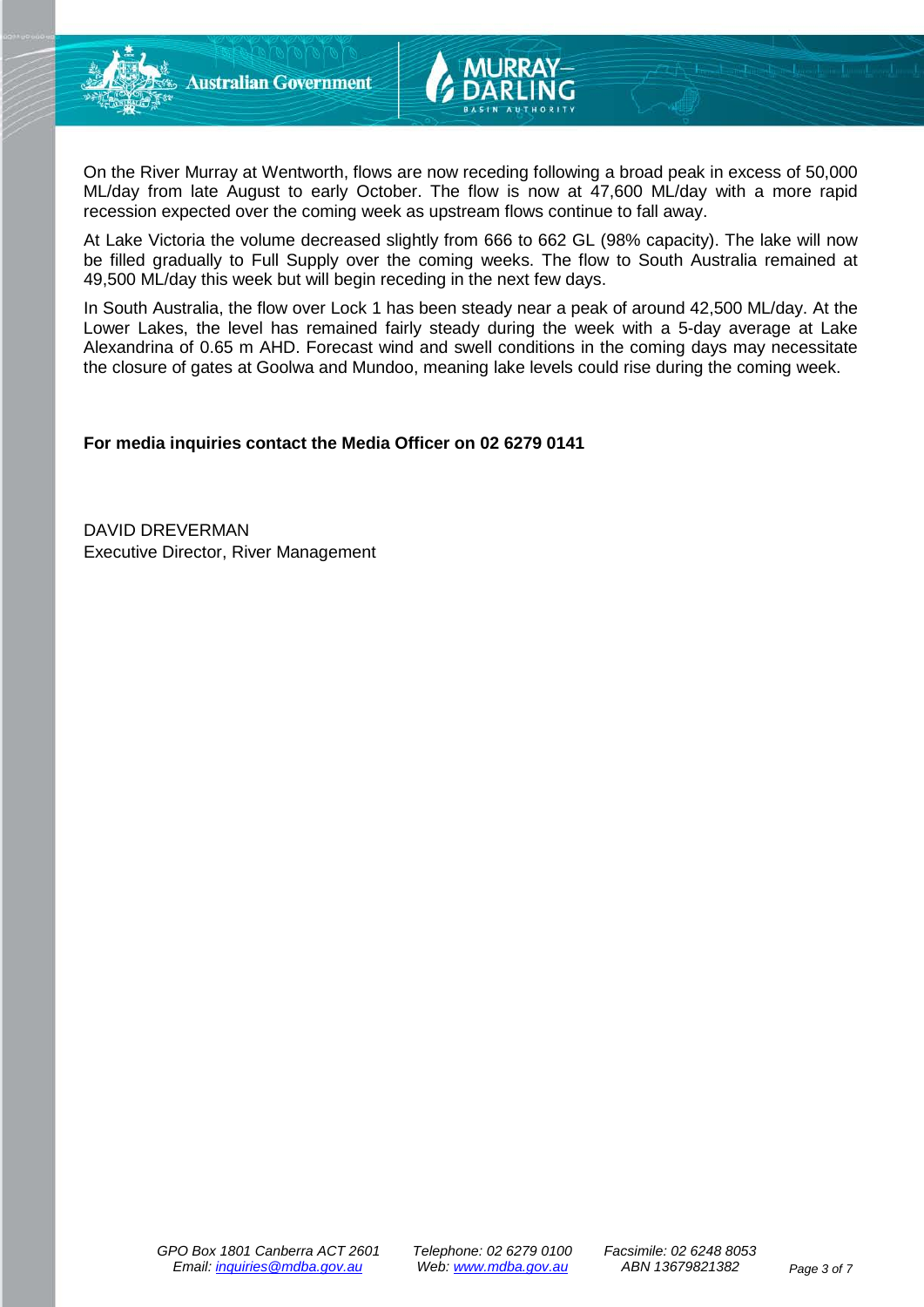On the River Murray at Wentworth, flows are now receding following a broad peak in excess of 50,000 ML/day from late August to early October. The flow is now at 47,600 ML/day with a more rapid recession expected over the coming week as upstream flows continue to fall away.

At Lake Victoria the volume decreased slightly from 666 to 662 GL (98% capacity). The lake will now be filled gradually to Full Supply over the coming weeks. The flow to South Australia remained at 49,500 ML/day this week but will begin receding in the next few days.

In South Australia, the flow over Lock 1 has been steady near a peak of around 42,500 ML/day. At the Lower Lakes, the level has remained fairly steady during the week with a 5-day average at Lake Alexandrina of 0.65 m AHD. Forecast wind and swell conditions in the coming days may necessitate the closure of gates at Goolwa and Mundoo, meaning lake levels could rise during the coming week.

**For media inquiries contact the Media Officer on 02 6279 0141**

DAVID DREVERMAN
Executive Director, River Management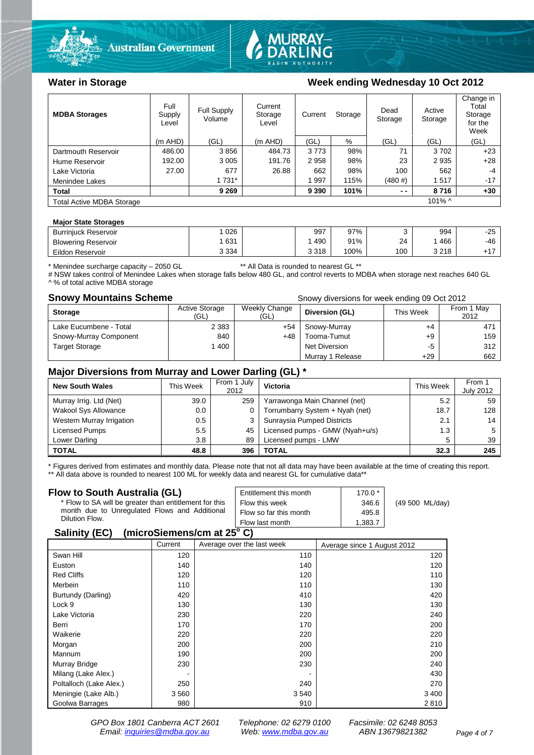## Water in Storage

**Week ending Wednesday 10 Oct 2012**

| MDBA Storages | Full Supply Level | Full Supply Volume | Current Storage Level | Current Storage | | Dead Storage | Active Storage | Change in Total Storage for the Week |
|---|---|---|---|---|---|---|---|---|
| | (m AHD) | (GL) | (m AHD) | (GL) | % | (GL) | (GL) | (GL) |
| Dartmouth Reservoir | 486.00 | 3 856 | 484.73 | 3 773 | 98% | 71 | 3 702 | +23 |
| Hume Reservoir | 192.00 | 3 005 | 191.76 | 2 958 | 98% | 23 | 2 935 | +28 |
| Lake Victoria | 27.00 | 677 | 26.88 | 662 | 98% | 100 | 562 | -4 |
| Menindee Lakes | | 1 731* | | 1 997 | 115% | (480 #) | 1 517 | -17 |
| **Total** | | **9 269** | | **9 390** | **101%** | **- -** | **8 716** | **+30** |
| Total Active MDBA Storage | | | | | | | 101% ^ | |

**Major State Storages**

| Storage | Full Supply Volume | | Current Storage (GL) | % | Dead Storage | Active Storage | Change |
|---|---|---|---|---|---|---|---|
| Burrinjuck Reservoir | 1 026 | | 997 | 97% | 3 | 994 | -25 |
| Blowering Reservoir | 1 631 | | 1 490 | 91% | 24 | 1 466 | -46 |
| Eildon Reservoir | 3 334 | | 3 318 | 100% | 100 | 3 218 | +17 |

\* Menindee surcharge capacity – 2050 GL ** All Data is rounded to nearest GL **
# NSW takes control of Menindee Lakes when storage falls below 480 GL, and control reverts to MDBA when storage next reaches 640 GL
^ % of total active MDBA storage

## Snowy Mountains Scheme

Snowy diversions for week ending 09 Oct 2012

| Storage | Active Storage (GL) | Weekly Change (GL) | Diversion (GL) | This Week | From 1 May 2012 |
|---|---|---|---|---|---|
| Lake Eucumbene - Total | 2 383 | +54 | Snowy-Murray | +4 | 471 |
| Snowy-Murray Component | 840 | +48 | Tooma-Tumut | +9 | 159 |
| Target Storage | 1 400 | | Net Diversion | -5 | 312 |
| | | | Murray 1 Release | +29 | 662 |

## Major Diversions from Murray and Lower Darling (GL) *

| New South Wales | This Week | From 1 July 2012 | Victoria | This Week | From 1 July 2012 |
|---|---|---|---|---|---|
| Murray Irrig. Ltd (Net) | 39.0 | 259 | Yarrawonga Main Channel (net) | 5.2 | 59 |
| Wakool Sys Allowance | 0.0 | 0 | Torrumbarry System + Nyah (net) | 18.7 | 128 |
| Western Murray Irrigation | 0.5 | 3 | Sunraysia Pumped Districts | 2.1 | 14 |
| Licensed Pumps | 5.5 | 45 | Licensed pumps - GMW (Nyah+u/s) | 1.3 | 5 |
| Lower Darling | 3.8 | 89 | Licensed pumps - LMW | 5 | 39 |
| **TOTAL** | **48.8** | **396** | **TOTAL** | **32.3** | **245** |

\* Figures derived from estimates and monthly data. Please note that not all data may have been available at the time of creating this report.
** All data above is rounded to nearest 100 ML for weekly data and nearest GL for cumulative data**

## Flow to South Australia (GL)

\* Flow to SA will be greater than entitlement for this month due to Unregulated Flows and Additional Dilution Flow.

| | | |
|---|---|---|
| Entitlement this month | 170.0 * | |
| Flow this week | 346.6 | (49 500 ML/day) |
| Flow so far this month | 495.8 | |
| Flow last month | 1,383.7 | |

## Salinity (EC) (microSiemens/cm at 25$^{o}$ C)

| | Current | Average over the last week | Average since 1 August 2012 |
|---|---|---|---|
| Swan Hill | 120 | 110 | 120 |
| Euston | 140 | 140 | 120 |
| Red Cliffs | 120 | 120 | 110 |
| Merbein | 110 | 110 | 130 |
| Burtundy (Darling) | 420 | 410 | 420 |
| Lock 9 | 130 | 130 | 130 |
| Lake Victoria | 230 | 220 | 240 |
| Berri | 170 | 170 | 200 |
| Waikerie | 220 | 220 | 220 |
| Morgan | 200 | 200 | 210 |
| Mannum | 190 | 200 | 200 |
| Murray Bridge | 230 | 230 | 240 |
| Milang (Lake Alex.) | - | - | 430 |
| Poltalloch (Lake Alex.) | 250 | 240 | 270 |
| Meningie (Lake Alb.) | 3 560 | 3 540 | 3 400 |
| Goolwa Barrages | 980 | 910 | 2 810 |

*GPO Box 1801 Canberra ACT 2601 Telephone: 02 6279 0100 Facsimile: 02 6248 8053*
*Email: inquiries@mdba.gov.au Web: www.mdba.gov.au ABN 13679821382*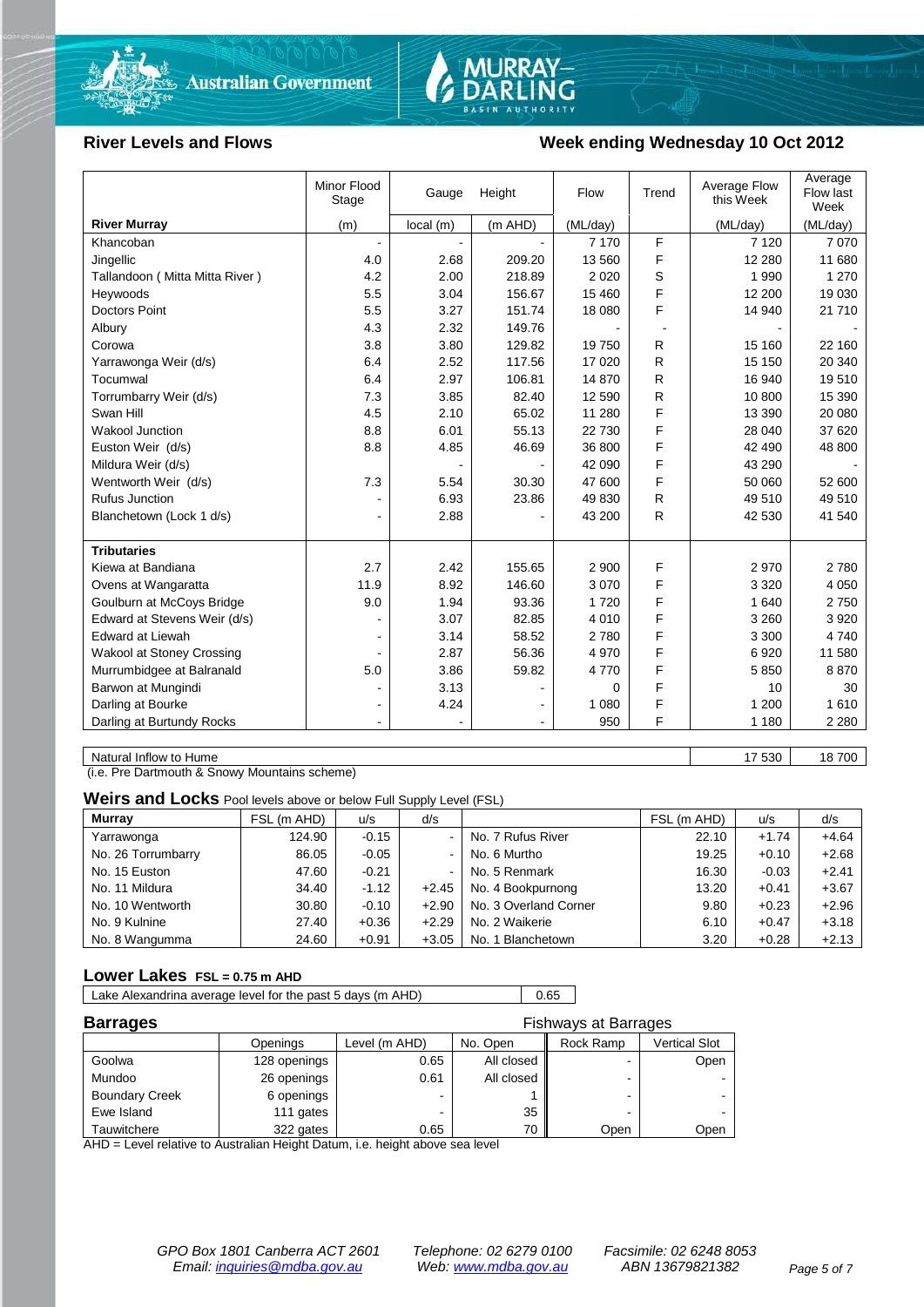## River Levels and Flows

## Week ending Wednesday 10 Oct 2012

| River Murray | Minor Flood Stage (m) | Gauge Height local (m) | Height (m AHD) | Flow (ML/day) | Trend | Average Flow this Week (ML/day) | Average Flow last Week (ML/day) |
|---|---|---|---|---|---|---|---|
| Khancoban | - | - | - | 7 170 | F | 7 120 | 7 070 |
| Jingellic | 4.0 | 2.68 | 209.20 | 13 560 | F | 12 280 | 11 680 |
| Tallandoon ( Mitta Mitta River ) | 4.2 | 2.00 | 218.89 | 2 020 | S | 1 990 | 1 270 |
| Heywoods | 5.5 | 3.04 | 156.67 | 15 460 | F | 12 200 | 19 030 |
| Doctors Point | 5.5 | 3.27 | 151.74 | 18 080 | F | 14 940 | 21 710 |
| Albury | 4.3 | 2.32 | 149.76 | - | - | - | - |
| Corowa | 3.8 | 3.80 | 129.82 | 19 750 | R | 15 160 | 22 160 |
| Yarrawonga Weir (d/s) | 6.4 | 2.52 | 117.56 | 17 020 | R | 15 150 | 20 340 |
| Tocumwal | 6.4 | 2.97 | 106.81 | 14 870 | R | 16 940 | 19 510 |
| Torrumbarry Weir (d/s) | 7.3 | 3.85 | 82.40 | 12 590 | R | 10 800 | 15 390 |
| Swan Hill | 4.5 | 2.10 | 65.02 | 11 280 | F | 13 390 | 20 080 |
| Wakool Junction | 8.8 | 6.01 | 55.13 | 22 730 | F | 28 040 | 37 620 |
| Euston Weir (d/s) | 8.8 | 4.85 | 46.69 | 36 800 | F | 42 490 | 48 800 |
| Mildura Weir (d/s) | | - | - | 42 090 | F | 43 290 | - |
| Wentworth Weir (d/s) | 7.3 | 5.54 | 30.30 | 47 600 | F | 50 060 | 52 600 |
| Rufus Junction | - | 6.93 | 23.86 | 49 830 | R | 49 510 | 49 510 |
| Blanchetown (Lock 1 d/s) | - | 2.88 | - | 43 200 | R | 42 530 | 41 540 |
| **Tributaries** | | | | | | | |
| Kiewa at Bandiana | 2.7 | 2.42 | 155.65 | 2 900 | F | 2 970 | 2 780 |
| Ovens at Wangaratta | 11.9 | 8.92 | 146.60 | 3 070 | F | 3 320 | 4 050 |
| Goulburn at McCoys Bridge | 9.0 | 1.94 | 93.36 | 1 720 | F | 1 640 | 2 750 |
| Edward at Stevens Weir (d/s) | - | 3.07 | 82.85 | 4 010 | F | 3 260 | 3 920 |
| Edward at Liewah | - | 3.14 | 58.52 | 2 780 | F | 3 300 | 4 740 |
| Wakool at Stoney Crossing | - | 2.87 | 56.36 | 4 970 | F | 6 920 | 11 580 |
| Murrumbidgee at Balranald | 5.0 | 3.86 | 59.82 | 4 770 | F | 5 850 | 8 870 |
| Barwon at Mungindi | - | 3.13 | - | 0 | F | 10 | 30 |
| Darling at Bourke | - | 4.24 | - | 1 080 | F | 1 200 | 1 610 |
| Darling at Burtundy Rocks | - | - | - | 950 | F | 1 180 | 2 280 |

| | This Week | Last Week |
|---|---|---|
| Natural Inflow to Hume | 17 530 | 18 700 |

(i.e. Pre Dartmouth & Snowy Mountains scheme)

## Weirs and Locks
Pool levels above or below Full Supply Level (FSL)

| Murray | FSL (m AHD) | u/s | d/s | | FSL (m AHD) | u/s | d/s |
|---|---|---|---|---|---|---|---|
| Yarrawonga | 124.90 | -0.15 | - | No. 7 Rufus River | 22.10 | +1.74 | +4.64 |
| No. 26 Torrumbarry | 86.05 | -0.05 | - | No. 6 Murtho | 19.25 | +0.10 | +2.68 |
| No. 15 Euston | 47.60 | -0.21 | - | No. 5 Renmark | 16.30 | -0.03 | +2.41 |
| No. 11 Mildura | 34.40 | -1.12 | +2.45 | No. 4 Bookpurnong | 13.20 | +0.41 | +3.67 |
| No. 10 Wentworth | 30.80 | -0.10 | +2.90 | No. 3 Overland Corner | 9.80 | +0.23 | +2.96 |
| No. 9 Kulnine | 27.40 | +0.36 | +2.29 | No. 2 Waikerie | 6.10 | +0.47 | +3.18 |
| No. 8 Wangumma | 24.60 | +0.91 | +3.05 | No. 1 Blanchetown | 3.20 | +0.28 | +2.13 |

## Lower Lakes
FSL = 0.75 m AHD

| Lake Alexandrina average level for the past 5 days (m AHD) | 0.65 |
|---|---|

## Barrages

| | Openings | Level (m AHD) | No. Open | Fishways at Barrages: Rock Ramp | Vertical Slot |
|---|---|---|---|---|---|
| Goolwa | 128 openings | 0.65 | All closed | - | Open |
| Mundoo | 26 openings | 0.61 | All closed | - | - |
| Boundary Creek | 6 openings | - | 1 | - | - |
| Ewe Island | 111 gates | - | 35 | - | - |
| Tauwitchere | 322 gates | 0.65 | 70 | Open | Open |

AHD = Level relative to Australian Height Datum, i.e. height above sea level

*GPO Box 1801 Canberra ACT 2601 — Telephone: 02 6279 0100 — Facsimile: 02 6248 8053*
*Email: inquiries@mdba.gov.au — Web: www.mdba.gov.au — ABN 13679821382*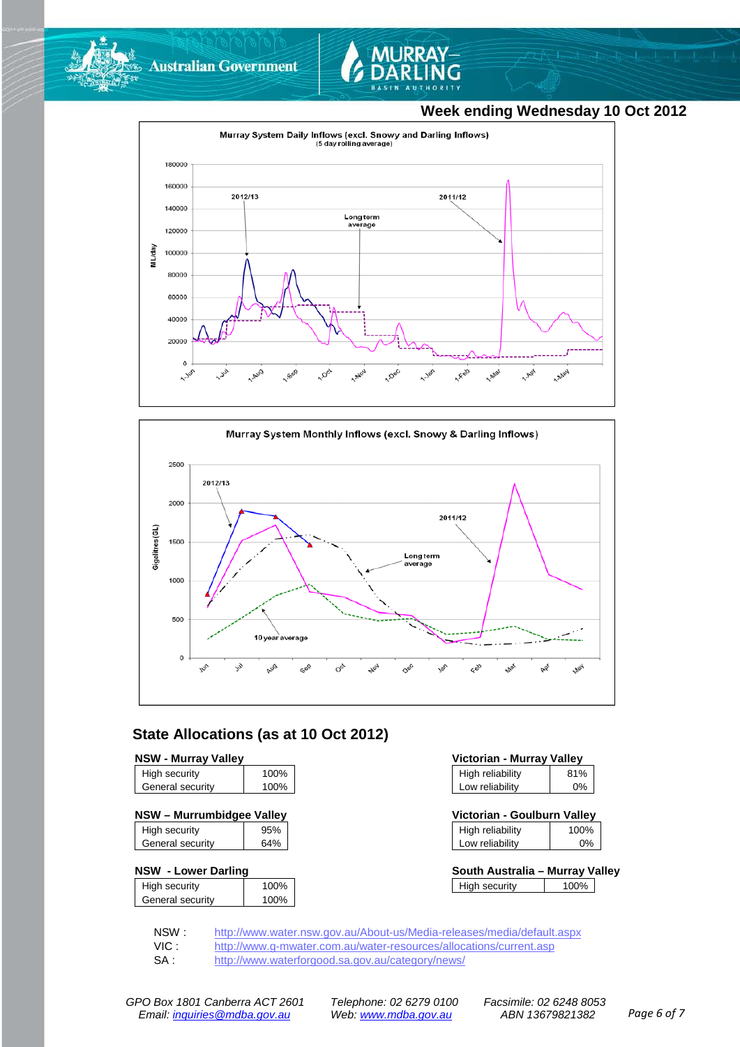Week ending Wednesday 10 Oct 2012

Murray System Daily Inflows (excl. Snowy and Darling Inflows)
(5 day rolling average)

Murray System Monthly Inflows (excl. Snowy & Darling Inflows)

## State Allocations (as at 10 Oct 2012)

**NSW - Murray Valley**

| | |
|---|---|
| High security | 100% |
| General security | 100% |

**NSW – Murrumbidgee Valley**

| | |
|---|---|
| High security | 95% |
| General security | 64% |

**NSW - Lower Darling**

| | |
|---|---|
| High security | 100% |
| General security | 100% |

**Victorian - Murray Valley**

| | |
|---|---|
| High reliability | 81% |
| Low reliability | 0% |

**Victorian - Goulburn Valley**

| | |
|---|---|
| High reliability | 100% |
| Low reliability | 0% |

**South Australia – Murray Valley**

| | |
|---|---|
| High security | 100% |

NSW : http://www.water.nsw.gov.au/About-us/Media-releases/media/default.aspx
VIC : http://www.g-mwater.com.au/water-resources/allocations/current.asp
SA : http://www.waterforgood.sa.gov.au/category/news/

*GPO Box 1801 Canberra ACT 2601* *Telephone: 02 6279 0100* *Facsimile: 02 6248 8053*
*Email: inquiries@mdba.gov.au* *Web: www.mdba.gov.au* *ABN 13679821382*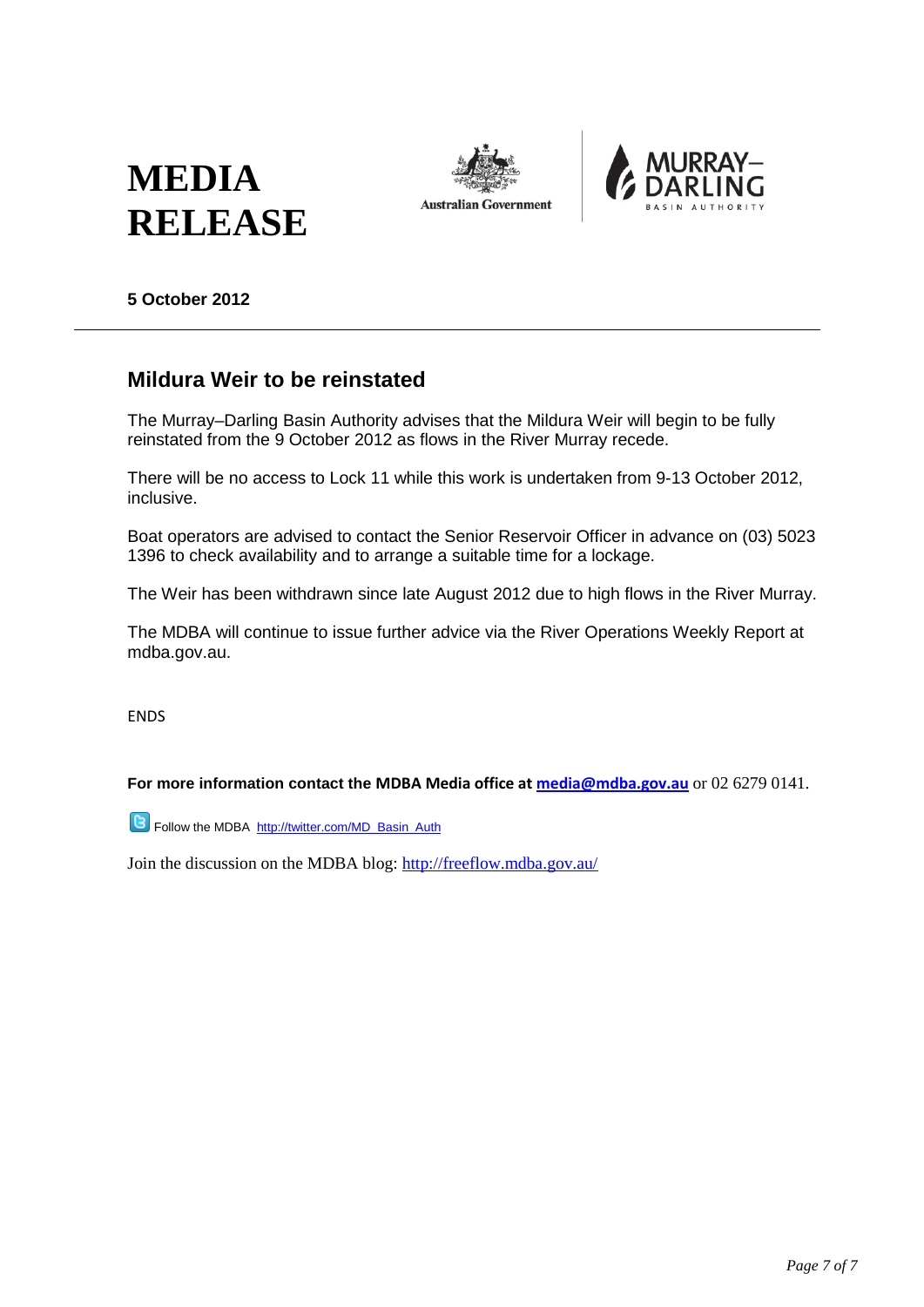# MEDIA RELEASE

Australian Government

MURRAY–DARLING BASIN AUTHORITY

**5 October 2012**

---

## Mildura Weir to be reinstated

The Murray–Darling Basin Authority advises that the Mildura Weir will begin to be fully reinstated from the 9 October 2012 as flows in the River Murray recede.

There will be no access to Lock 11 while this work is undertaken from 9-13 October 2012, inclusive.

Boat operators are advised to contact the Senior Reservoir Officer in advance on (03) 5023 1396 to check availability and to arrange a suitable time for a lockage.

The Weir has been withdrawn since late August 2012 due to high flows in the River Murray.

The MDBA will continue to issue further advice via the River Operations Weekly Report at mdba.gov.au.

ENDS

**For more information contact the MDBA Media office at [media@mdba.gov.au](mailto:media@mdba.gov.au)** or 02 6279 0141.

Follow the MDBA [http://twitter.com/MD_Basin_Auth](http://twitter.com/MD_Basin_Auth)

Join the discussion on the MDBA blog: [http://freeflow.mdba.gov.au/](http://freeflow.mdba.gov.au/)